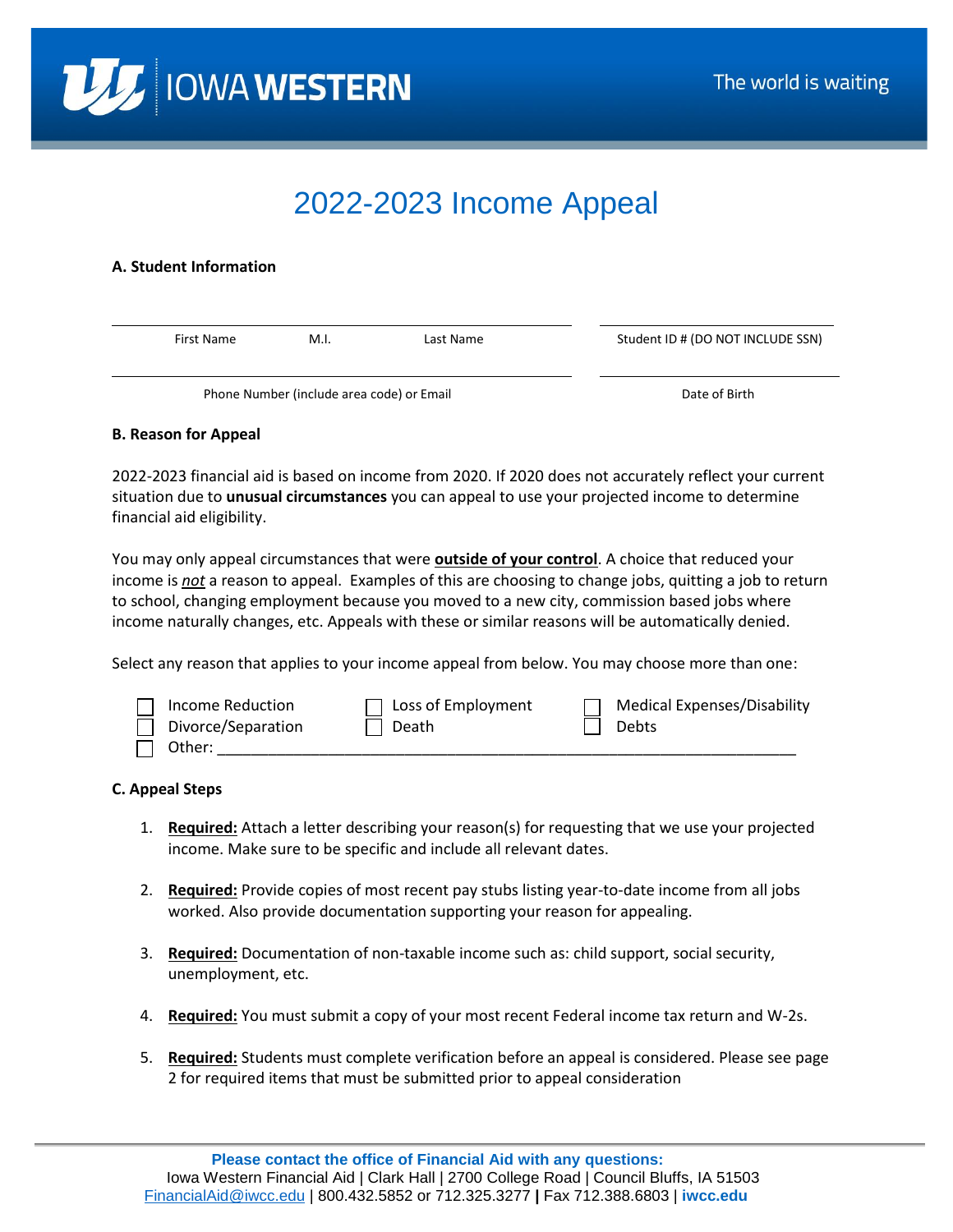IOWA WESTERN

The world is waiting

# 2022-2023 Income Appeal

### A. Student Information

| First Name | M.I. | Last Name | Student ID # (DO NOT INCLUDE SSN) |
| --- | --- | --- | --- |
| | | | |

| Phone Number (include area code) or Email | Date of Birth |
| --- | --- |
| | |

### B. Reason for Appeal

2022-2023 financial aid is based on income from 2020. If 2020 does not accurately reflect your current situation due to **unusual circumstances** you can appeal to use your projected income to determine financial aid eligibility.

You may only appeal circumstances that were **outside of your control**. A choice that reduced your income is ***not*** a reason to appeal. Examples of this are choosing to change jobs, quitting a job to return to school, changing employment because you moved to a new city, commission based jobs where income naturally changes, etc. Appeals with these or similar reasons will be automatically denied.

Select any reason that applies to your income appeal from below. You may choose more than one:

- ☐ Income Reduction
- ☐ Loss of Employment
- ☐ Medical Expenses/Disability
- ☐ Divorce/Separation
- ☐ Death
- ☐ Debts
- ☐ Other: ______________________________________________________________

### C. Appeal Steps

1. **Required:** Attach a letter describing your reason(s) for requesting that we use your projected income. Make sure to be specific and include all relevant dates.
2. **Required:** Provide copies of most recent pay stubs listing year-to-date income from all jobs worked. Also provide documentation supporting your reason for appealing.
3. **Required:** Documentation of non-taxable income such as: child support, social security, unemployment, etc.
4. **Required:** You must submit a copy of your most recent Federal income tax return and W-2s.
5. **Required:** Students must complete verification before an appeal is considered. Please see page 2 for required items that must be submitted prior to appeal consideration

**Please contact the office of Financial Aid with any questions:**
Iowa Western Financial Aid | Clark Hall | 2700 College Road | Council Bluffs, IA 51503
FinancialAid@iwcc.edu | 800.432.5852 or 712.325.3277 | Fax 712.388.6803 | **iwcc.edu**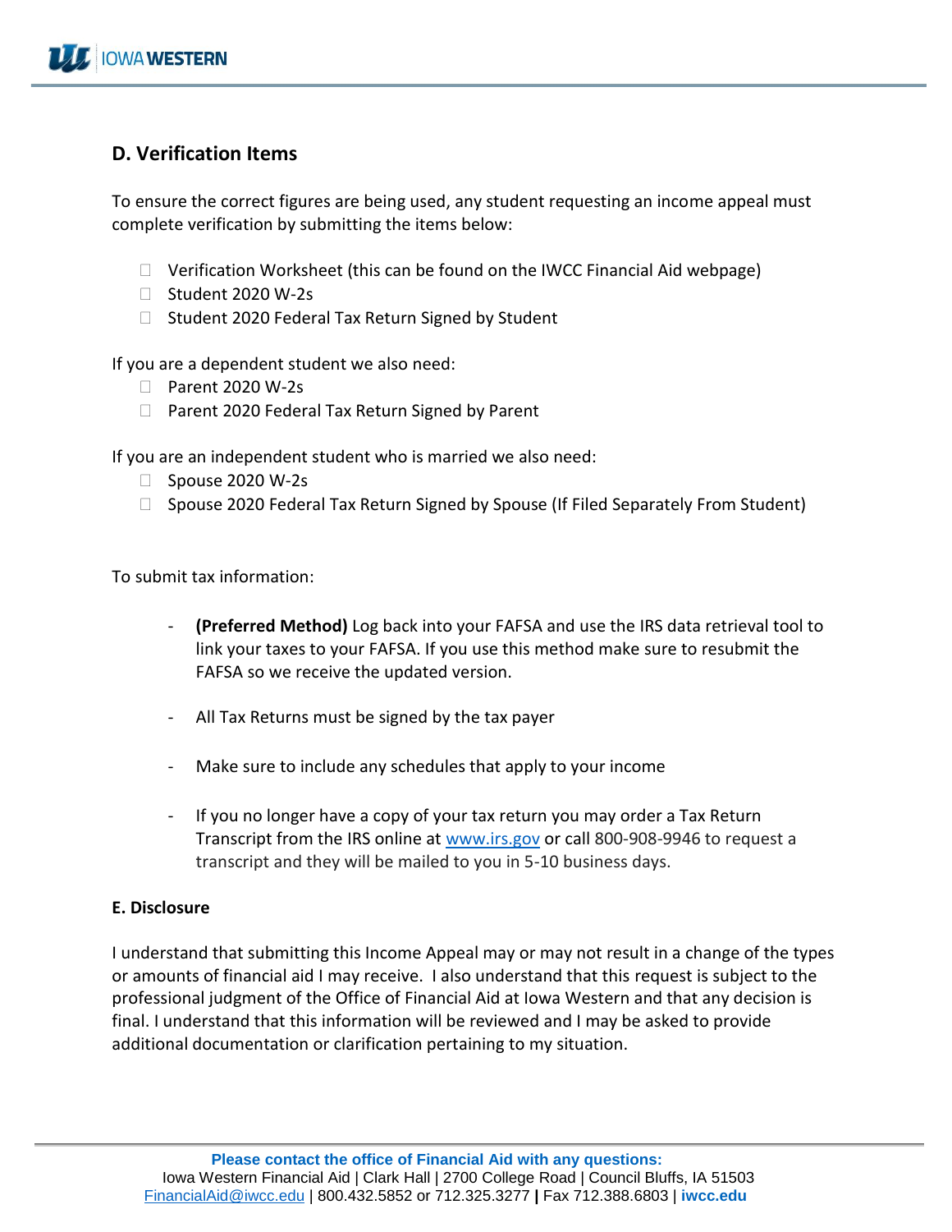## D. Verification Items

To ensure the correct figures are being used, any student requesting an income appeal must complete verification by submitting the items below:

- ☐ Verification Worksheet (this can be found on the IWCC Financial Aid webpage)
- ☐ Student 2020 W-2s
- ☐ Student 2020 Federal Tax Return Signed by Student

If you are a dependent student we also need:

- ☐ Parent 2020 W-2s
- ☐ Parent 2020 Federal Tax Return Signed by Parent

If you are an independent student who is married we also need:

- ☐ Spouse 2020 W-2s
- ☐ Spouse 2020 Federal Tax Return Signed by Spouse (If Filed Separately From Student)

To submit tax information:

- **(Preferred Method)** Log back into your FAFSA and use the IRS data retrieval tool to link your taxes to your FAFSA. If you use this method make sure to resubmit the FAFSA so we receive the updated version.
- All Tax Returns must be signed by the tax payer
- Make sure to include any schedules that apply to your income
- If you no longer have a copy of your tax return you may order a Tax Return Transcript from the IRS online at www.irs.gov or call 800-908-9946 to request a transcript and they will be mailed to you in 5-10 business days.

**E. Disclosure**

I understand that submitting this Income Appeal may or may not result in a change of the types or amounts of financial aid I may receive. I also understand that this request is subject to the professional judgment of the Office of Financial Aid at Iowa Western and that any decision is final. I understand that this information will be reviewed and I may be asked to provide additional documentation or clarification pertaining to my situation.

**Please contact the office of Financial Aid with any questions:**
Iowa Western Financial Aid | Clark Hall | 2700 College Road | Council Bluffs, IA 51503
FinancialAid@iwcc.edu | 800.432.5852 or 712.325.3277 | Fax 712.388.6803 | **iwcc.edu**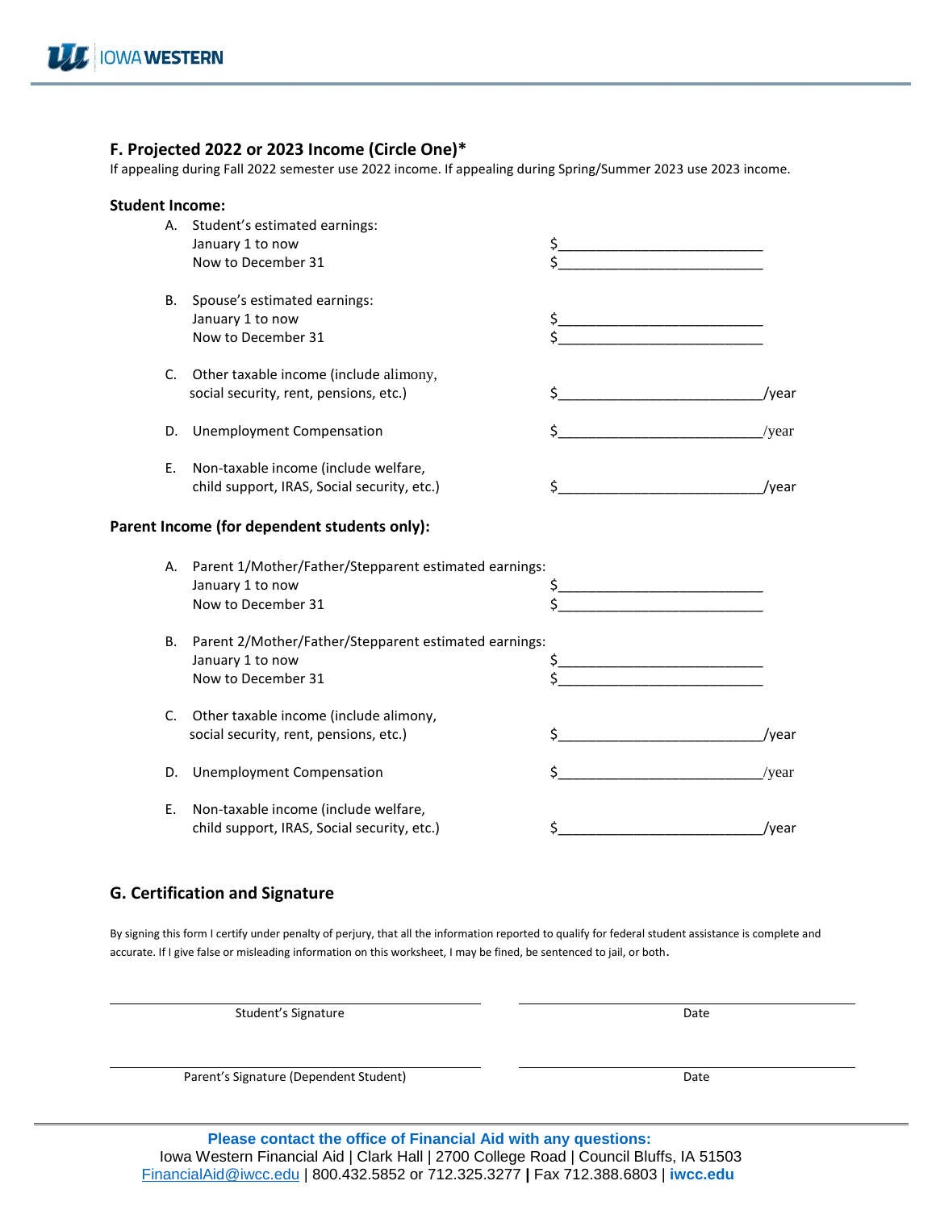## F. Projected 2022 or 2023 Income (Circle One)*

If appealing during Fall 2022 semester use 2022 income. If appealing during Spring/Summer 2023 use 2023 income.

### Student Income:

A. Student's estimated earnings:
   January 1 to now $___________________________
   Now to December 31 $___________________________

B. Spouse's estimated earnings:
   January 1 to now $___________________________
   Now to December 31 $___________________________

C. Other taxable income (include alimony, social security, rent, pensions, etc.) $__________________________/year

D. Unemployment Compensation $__________________________/year

E. Non-taxable income (include welfare, child support, IRAS, Social security, etc.) $__________________________/year

### Parent Income (for dependent students only):

A. Parent 1/Mother/Father/Stepparent estimated earnings:
   January 1 to now $___________________________
   Now to December 31 $___________________________

B. Parent 2/Mother/Father/Stepparent estimated earnings:
   January 1 to now $___________________________
   Now to December 31 $___________________________

C. Other taxable income (include alimony, social security, rent, pensions, etc.) $__________________________/year

D. Unemployment Compensation $__________________________/year

E. Non-taxable income (include welfare, child support, IRAS, Social security, etc.) $__________________________/year

## G. Certification and Signature

By signing this form I certify under penalty of perjury, that all the information reported to qualify for federal student assistance is complete and accurate. If I give false or misleading information on this worksheet, I may be fined, be sentenced to jail, or both.

_______________________________ Student's Signature &nbsp;&nbsp;&nbsp; _______________________________ Date

_______________________________ Parent's Signature (Dependent Student) &nbsp;&nbsp;&nbsp; _______________________________ Date

**Please contact the office of Financial Aid with any questions:**

Iowa Western Financial Aid | Clark Hall | 2700 College Road | Council Bluffs, IA 51503

FinancialAid@iwcc.edu | 800.432.5852 or 712.325.3277 | Fax 712.388.6803 | **iwcc.edu**